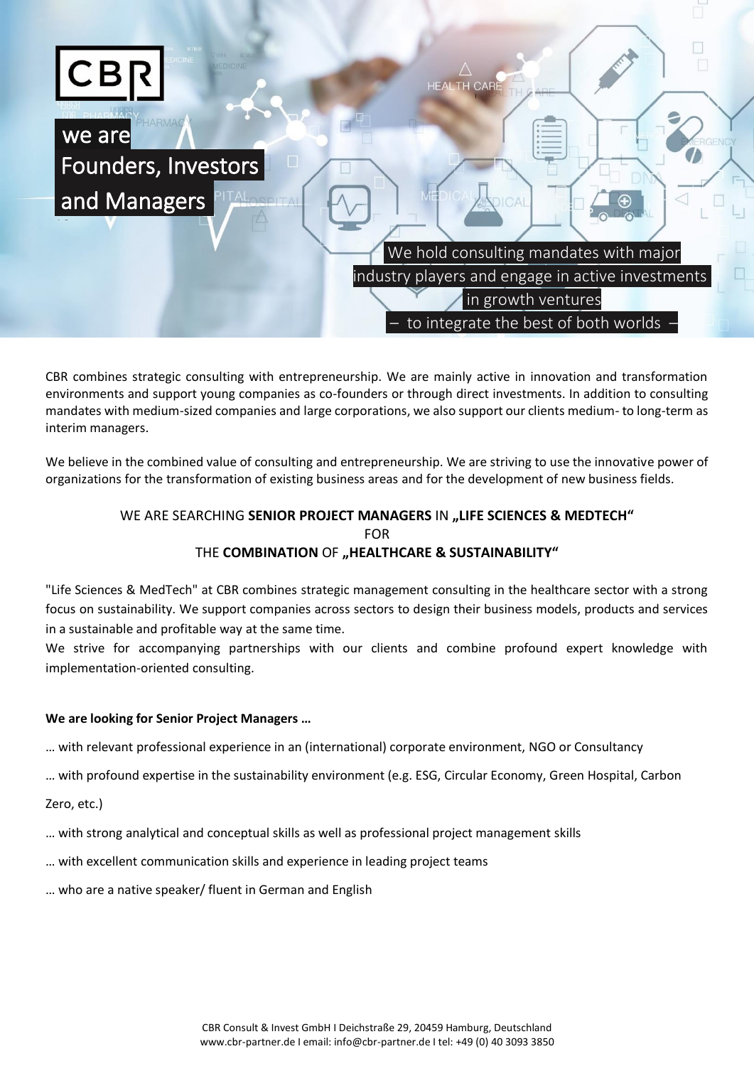# CBR

we are
Founders, Investors
and Managers

We hold consulting mandates with major industry players and engage in active investments in growth ventures
– to integrate the best of both worlds –

CBR combines strategic consulting with entrepreneurship. We are mainly active in innovation and transformation environments and support young companies as co-founders or through direct investments. In addition to consulting mandates with medium-sized companies and large corporations, we also support our clients medium- to long-term as interim managers.

We believe in the combined value of consulting and entrepreneurship. We are striving to use the innovative power of organizations for the transformation of existing business areas and for the development of new business fields.

## WE ARE SEARCHING **SENIOR PROJECT MANAGERS** IN **„LIFE SCIENCES & MEDTECH“** FOR THE **COMBINATION** OF **„HEALTHCARE & SUSTAINABILITY“**

"Life Sciences & MedTech" at CBR combines strategic management consulting in the healthcare sector with a strong focus on sustainability. We support companies across sectors to design their business models, products and services in a sustainable and profitable way at the same time.
We strive for accompanying partnerships with our clients and combine profound expert knowledge with implementation-oriented consulting.

**We are looking for Senior Project Managers …**

… with relevant professional experience in an (international) corporate environment, NGO or Consultancy

… with profound expertise in the sustainability environment (e.g. ESG, Circular Economy, Green Hospital, Carbon Zero, etc.)

… with strong analytical and conceptual skills as well as professional project management skills

… with excellent communication skills and experience in leading project teams

… who are a native speaker/ fluent in German and English

CBR Consult & Invest GmbH I Deichstraße 29, 20459 Hamburg, Deutschland
www.cbr-partner.de I email: info@cbr-partner.de I tel: +49 (0) 40 3093 3850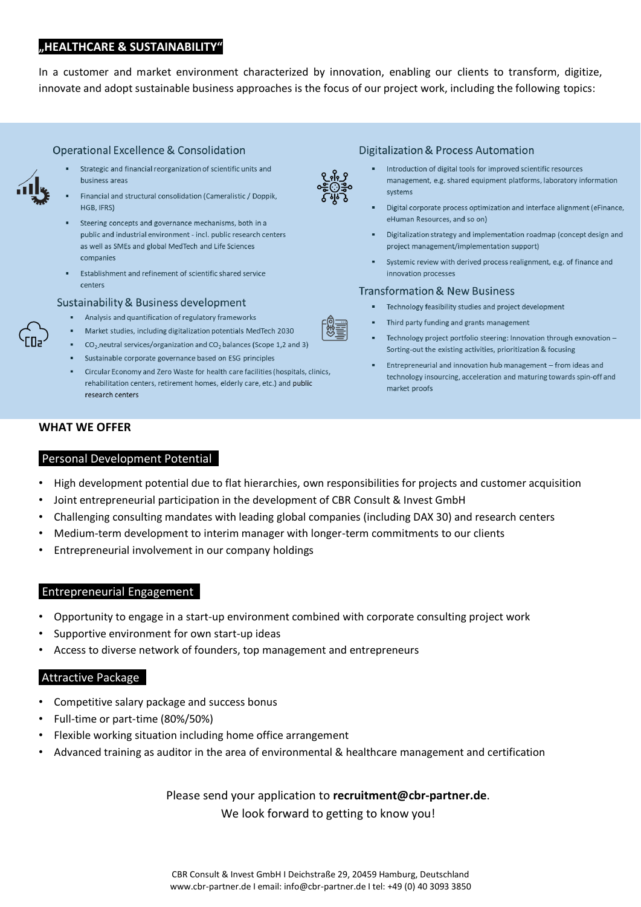## „HEALTHCARE & SUSTAINABILITY"

In a customer and market environment characterized by innovation, enabling our clients to transform, digitize, innovate and adopt sustainable business approaches is the focus of our project work, including the following topics:

### Operational Excellence & Consolidation

- Strategic and financial reorganization of scientific units and business areas
- Financial and structural consolidation (Cameralistic / Doppik, HGB, IFRS)
- Steering concepts and governance mechanisms, both in a public and industrial environment - incl. public research centers as well as SMEs and global MedTech and Life Sciences companies
- Establishment and refinement of scientific shared service centers

### Sustainability & Business development

- Analysis and quantification of regulatory frameworks
- Market studies, including digitalization potentials MedTech 2030
- $CO_2$-neutral services/organization and $CO_2$ balances (Scope 1,2 and 3)
- Sustainable corporate governance based on ESG principles
- Circular Economy and Zero Waste for health care facilities (hospitals, clinics, rehabilitation centers, retirement homes, elderly care, etc.) and public research centers

### Digitalization & Process Automation

- Introduction of digital tools for improved scientific resources management, e.g. shared equipment platforms, laboratory information systems
- Digital corporate process optimization and interface alignment (eFinance, eHuman Resources, and so on)
- Digitalization strategy and implementation roadmap (concept design and project management/implementation support)
- Systemic review with derived process realignment, e.g. of finance and innovation processes

### Transformation & New Business

- Technology feasibility studies and project development
- Third party funding and grants management
- Technology project portfolio steering: Innovation through exnovation – Sorting-out the existing activities, prioritization & focusing
- Entrepreneurial and innovation hub management – from ideas and technology insourcing, acceleration and maturing towards spin-off and market proofs

## WHAT WE OFFER

### Personal Development Potential

- High development potential due to flat hierarchies, own responsibilities for projects and customer acquisition
- Joint entrepreneurial participation in the development of CBR Consult & Invest GmbH
- Challenging consulting mandates with leading global companies (including DAX 30) and research centers
- Medium-term development to interim manager with longer-term commitments to our clients
- Entrepreneurial involvement in our company holdings

### Entrepreneurial Engagement

- Opportunity to engage in a start-up environment combined with corporate consulting project work
- Supportive environment for own start-up ideas
- Access to diverse network of founders, top management and entrepreneurs

### Attractive Package

- Competitive salary package and success bonus
- Full-time or part-time (80%/50%)
- Flexible working situation including home office arrangement
- Advanced training as auditor in the area of environmental & healthcare management and certification

Please send your application to **recruitment@cbr-partner.de**.
We look forward to getting to know you!

CBR Consult & Invest GmbH I Deichstraße 29, 20459 Hamburg, Deutschland
www.cbr-partner.de I email: info@cbr-partner.de I tel: +49 (0) 40 3093 3850